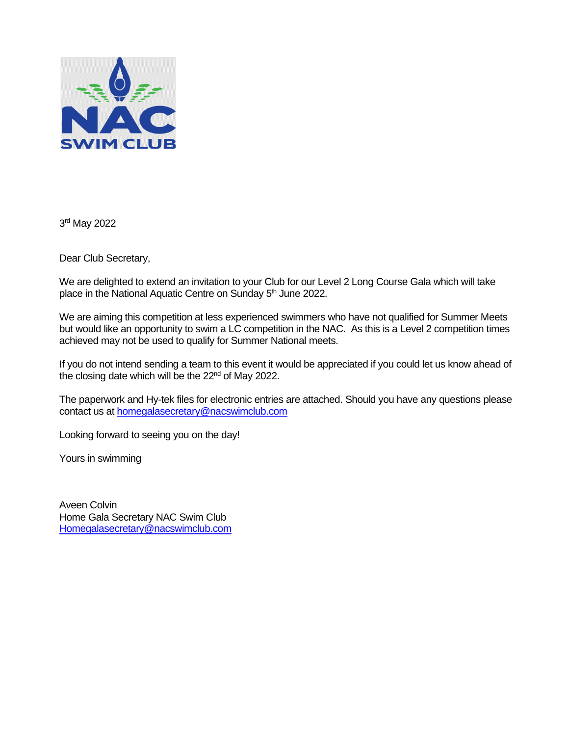NAC SWIM CLUB

3rd May 2022

Dear Club Secretary,

We are delighted to extend an invitation to your Club for our Level 2 Long Course Gala which will take place in the National Aquatic Centre on Sunday 5th June 2022.

We are aiming this competition at less experienced swimmers who have not qualified for Summer Meets but would like an opportunity to swim a LC competition in the NAC. As this is a Level 2 competition times achieved may not be used to qualify for Summer National meets.

If you do not intend sending a team to this event it would be appreciated if you could let us know ahead of the closing date which will be the 22nd of May 2022.

The paperwork and Hy-tek files for electronic entries are attached. Should you have any questions please contact us at homegalasecretary@nacswimclub.com

Looking forward to seeing you on the day!

Yours in swimming

Aveen Colvin
Home Gala Secretary NAC Swim Club
Homegalasecretary@nacswimclub.com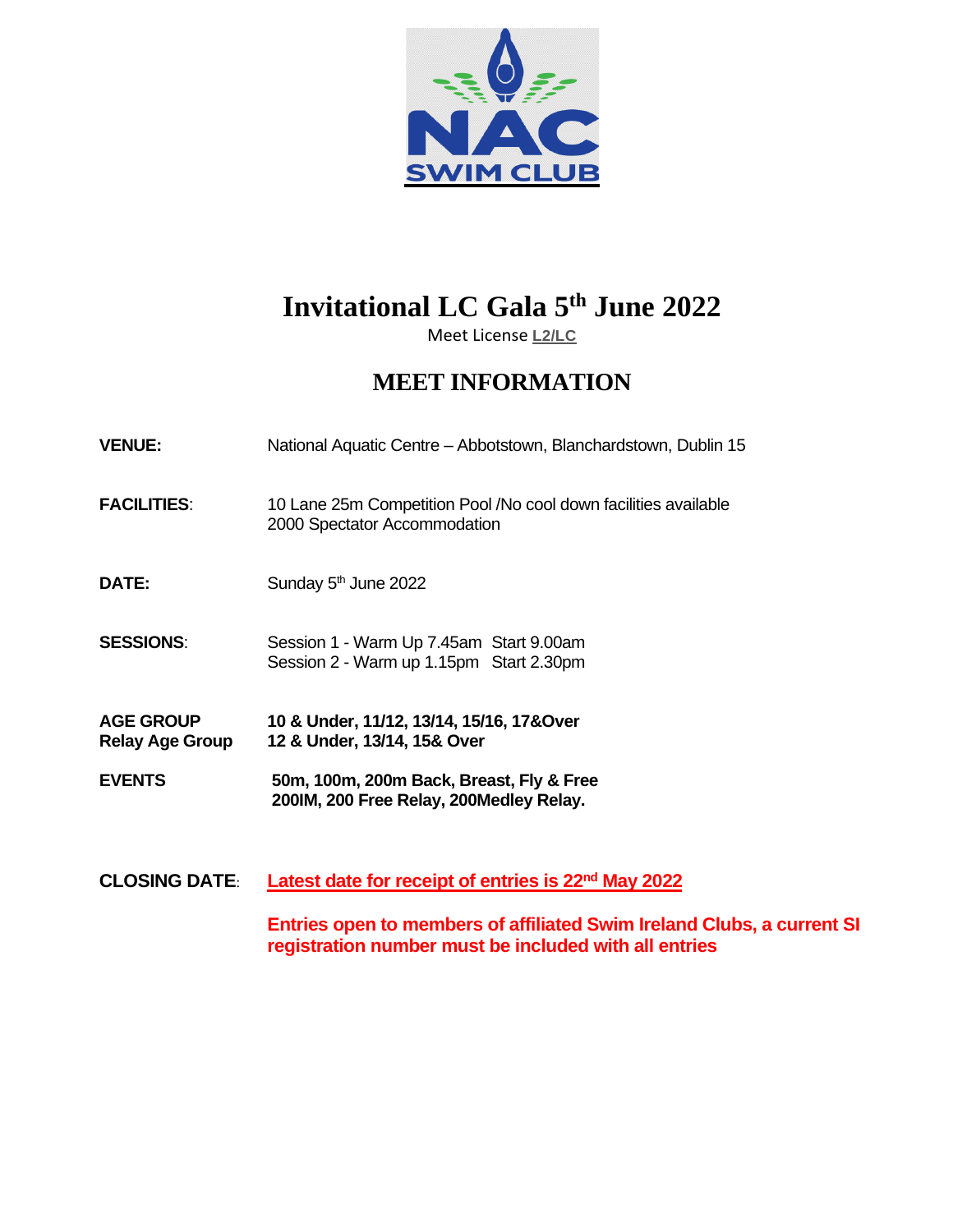# Invitational LC Gala 5th June 2022

Meet License **L2/LC**

## MEET INFORMATION

| | |
|---|---|
| **VENUE:** | National Aquatic Centre – Abbotstown, Blanchardstown, Dublin 15 |
| **FACILITIES**: | 10 Lane 25m Competition Pool /No cool down facilities available<br>2000 Spectator Accommodation |
| **DATE:** | Sunday 5th June 2022 |
| **SESSIONS**: | Session 1 - Warm Up 7.45am Start 9.00am<br>Session 2 - Warm up 1.15pm Start 2.30pm |
| **AGE GROUP** | **10 & Under, 11/12, 13/14, 15/16, 17&Over** |
| **Relay Age Group** | **12 & Under, 13/14, 15& Over** |
| **EVENTS** | **50m, 100m, 200m Back, Breast, Fly & Free<br>200IM, 200 Free Relay, 200Medley Relay.** |
| **CLOSING DATE**: | **Latest date for receipt of entries is 22nd May 2022** |
| | **Entries open to members of affiliated Swim Ireland Clubs, a current SI registration number must be included with all entries** |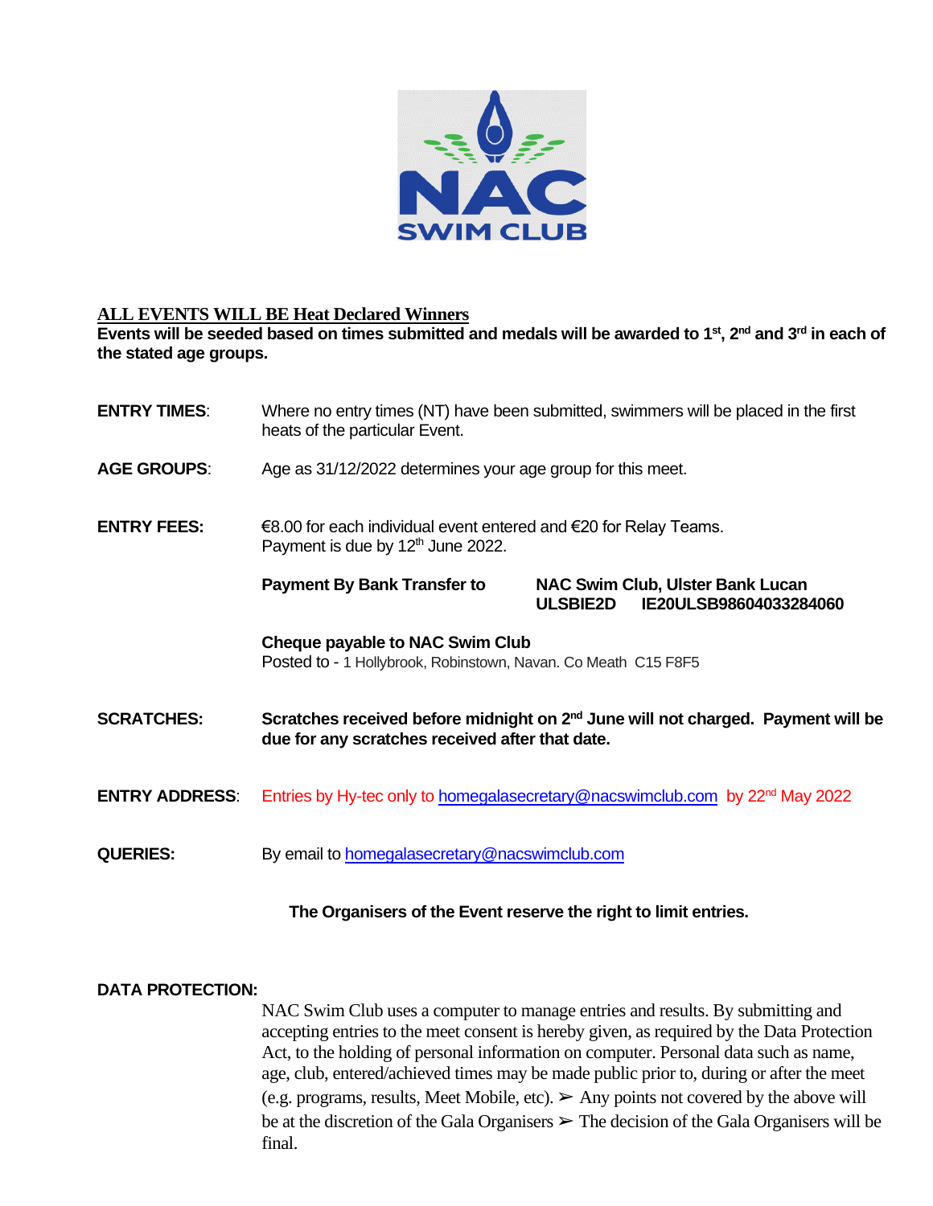**ALL EVENTS WILL BE Heat Declared Winners**

**Events will be seeded based on times submitted and medals will be awarded to 1st, 2nd and 3rd in each of the stated age groups.**

**ENTRY TIMES**: Where no entry times (NT) have been submitted, swimmers will be placed in the first heats of the particular Event.

**AGE GROUPS**: Age as 31/12/2022 determines your age group for this meet.

**ENTRY FEES:** €8.00 for each individual event entered and €20 for Relay Teams. Payment is due by 12th June 2022.

**Payment By Bank Transfer to** **NAC Swim Club, Ulster Bank Lucan**
**ULSBIE2D IE20ULSB98604033284060**

**Cheque payable to NAC Swim Club**
Posted to - 1 Hollybrook, Robinstown, Navan. Co Meath C15 F8F5

**SCRATCHES:** **Scratches received before midnight on 2nd June will not charged. Payment will be due for any scratches received after that date.**

**ENTRY ADDRESS**: Entries by Hy-tec only to homegalasecretary@nacswimclub.com by 22nd May 2022

**QUERIES:** By email to homegalasecretary@nacswimclub.com

**The Organisers of the Event reserve the right to limit entries.**

**DATA PROTECTION:**

NAC Swim Club uses a computer to manage entries and results. By submitting and accepting entries to the meet consent is hereby given, as required by the Data Protection Act, to the holding of personal information on computer. Personal data such as name, age, club, entered/achieved times may be made public prior to, during or after the meet (e.g. programs, results, Meet Mobile, etc). ➢ Any points not covered by the above will be at the discretion of the Gala Organisers ➢ The decision of the Gala Organisers will be final.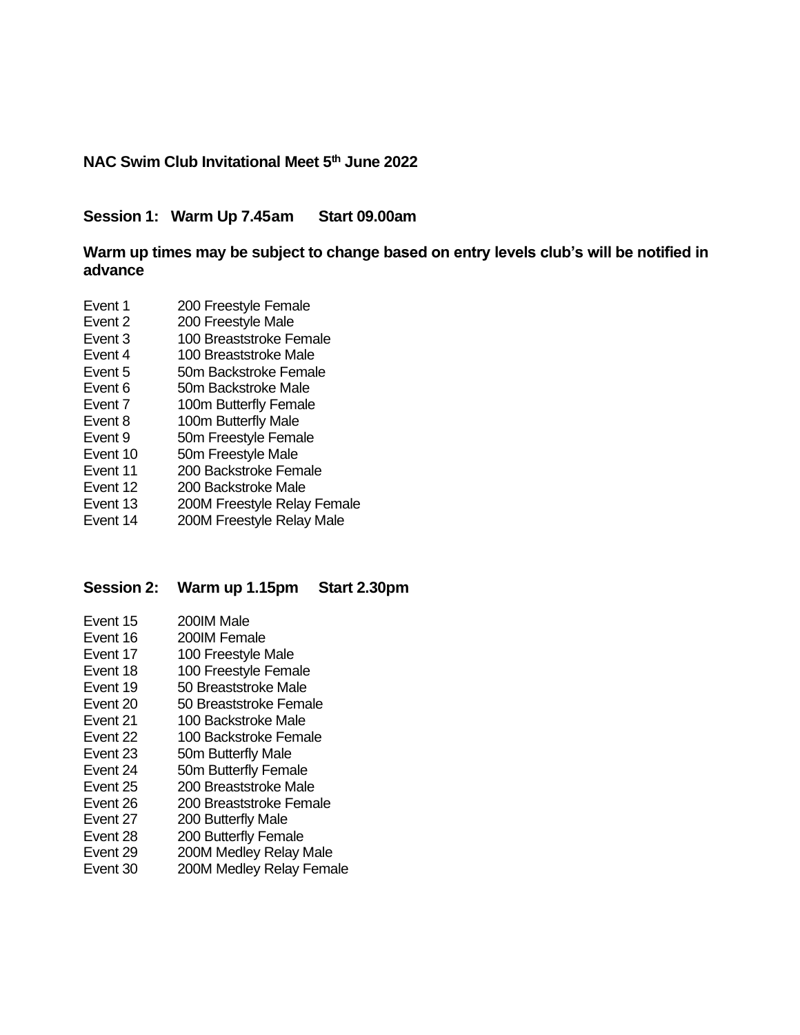**NAC Swim Club Invitational Meet 5th June 2022**

**Session 1: Warm Up 7.45am Start 09.00am**

**Warm up times may be subject to change based on entry levels club's will be notified in advance**

| | |
|---|---|
| Event 1 | 200 Freestyle Female |
| Event 2 | 200 Freestyle Male |
| Event 3 | 100 Breaststroke Female |
| Event 4 | 100 Breaststroke Male |
| Event 5 | 50m Backstroke Female |
| Event 6 | 50m Backstroke Male |
| Event 7 | 100m Butterfly Female |
| Event 8 | 100m Butterfly Male |
| Event 9 | 50m Freestyle Female |
| Event 10 | 50m Freestyle Male |
| Event 11 | 200 Backstroke Female |
| Event 12 | 200 Backstroke Male |
| Event 13 | 200M Freestyle Relay Female |
| Event 14 | 200M Freestyle Relay Male |

**Session 2: Warm up 1.15pm Start 2.30pm**

| | |
|---|---|
| Event 15 | 200IM Male |
| Event 16 | 200IM Female |
| Event 17 | 100 Freestyle Male |
| Event 18 | 100 Freestyle Female |
| Event 19 | 50 Breaststroke Male |
| Event 20 | 50 Breaststroke Female |
| Event 21 | 100 Backstroke Male |
| Event 22 | 100 Backstroke Female |
| Event 23 | 50m Butterfly Male |
| Event 24 | 50m Butterfly Female |
| Event 25 | 200 Breaststroke Male |
| Event 26 | 200 Breaststroke Female |
| Event 27 | 200 Butterfly Male |
| Event 28 | 200 Butterfly Female |
| Event 29 | 200M Medley Relay Male |
| Event 30 | 200M Medley Relay Female |